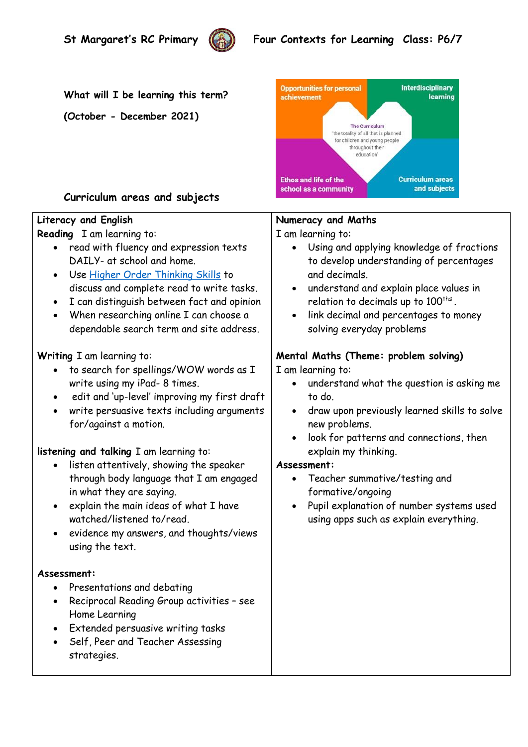St Margaret's RC Primary     Four Contexts for Learning  Class: P6/7

What will I be learning this term?

(October - December 2021)

Opportunities for personal achievement

Interdisciplinary learning

The Curriculum
'the totality of all that is planned for children and young people throughout their education'

Ethos and life of the school as a community

Curriculum areas and subjects

## Curriculum areas and subjects

### Literacy and English

**Reading** I am learning to:

- read with fluency and expression texts DAILY- at school and home.
- Use Higher Order Thinking Skills to discuss and complete read to write tasks.
- I can distinguish between fact and opinion
- When researching online I can choose a dependable search term and site address.

**Writing** I am learning to:

- to search for spellings/WOW words as I write using my iPad- 8 times.
- edit and 'up-level' improving my first draft
- write persuasive texts including arguments for/against a motion.

**listening and talking** I am learning to:

- listen attentively, showing the speaker through body language that I am engaged in what they are saying.
- explain the main ideas of what I have watched/listened to/read.
- evidence my answers, and thoughts/views using the text.

**Assessment:**

- Presentations and debating
- Reciprocal Reading Group activities – see Home Learning
- Extended persuasive writing tasks
- Self, Peer and Teacher Assessing strategies.

### Numeracy and Maths

I am learning to:

- Using and applying knowledge of fractions to develop understanding of percentages and decimals.
- understand and explain place values in relation to decimals up to 100ths.
- link decimal and percentages to money solving everyday problems

**Mental Maths (Theme: problem solving)**

I am learning to:

- understand what the question is asking me to do.
- draw upon previously learned skills to solve new problems.
- look for patterns and connections, then explain my thinking.

**Assessment:**

- Teacher summative/testing and formative/ongoing
- Pupil explanation of number systems used using apps such as explain everything.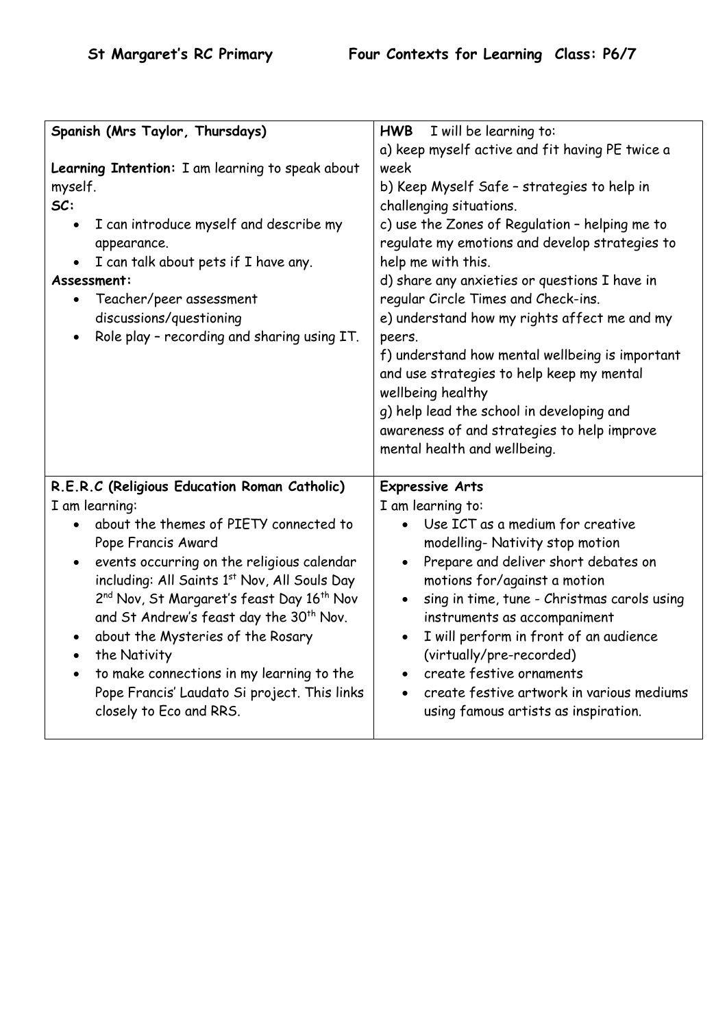**Spanish (Mrs Taylor, Thursdays)**

**Learning Intention:** I am learning to speak about myself.

**SC:**

- I can introduce myself and describe my appearance.
- I can talk about pets if I have any.

**Assessment:**

- Teacher/peer assessment discussions/questioning
- Role play – recording and sharing using IT.

**HWB** I will be learning to:

a) keep myself active and fit having PE twice a week

b) Keep Myself Safe – strategies to help in challenging situations.

c) use the Zones of Regulation – helping me to regulate my emotions and develop strategies to help me with this.

d) share any anxieties or questions I have in regular Circle Times and Check-ins.

e) understand how my rights affect me and my peers.

f) understand how mental wellbeing is important and use strategies to help keep my mental wellbeing healthy

g) help lead the school in developing and awareness of and strategies to help improve mental health and wellbeing.

**R.E.R.C (Religious Education Roman Catholic)**

I am learning:

- about the themes of PIETY connected to Pope Francis Award
- events occurring on the religious calendar including: All Saints 1st Nov, All Souls Day 2nd Nov, St Margaret's feast Day 16th Nov and St Andrew's feast day the 30th Nov.
- about the Mysteries of the Rosary
- the Nativity
- to make connections in my learning to the Pope Francis' Laudato Si project. This links closely to Eco and RRS.

**Expressive Arts**

I am learning to:

- Use ICT as a medium for creative modelling- Nativity stop motion
- Prepare and deliver short debates on motions for/against a motion
- sing in time, tune - Christmas carols using instruments as accompaniment
- I will perform in front of an audience (virtually/pre-recorded)
- create festive ornaments
- create festive artwork in various mediums using famous artists as inspiration.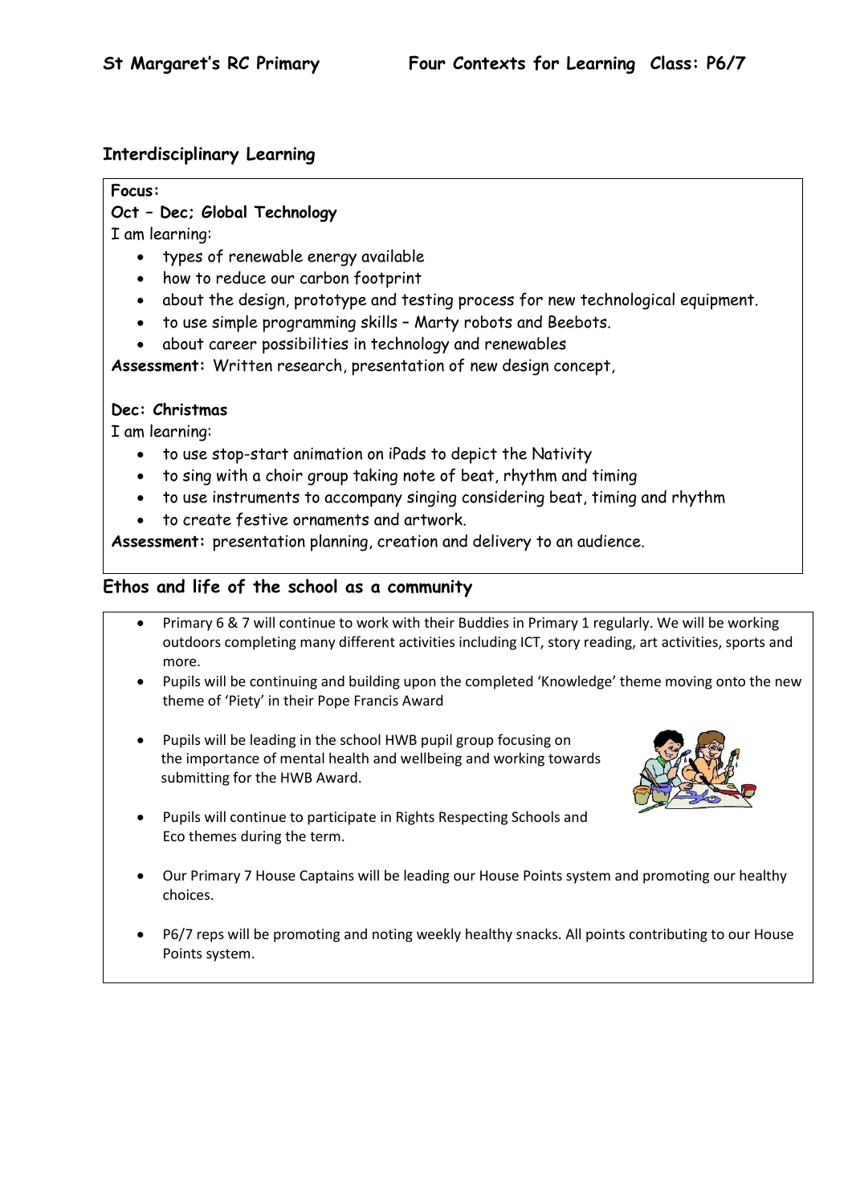**St Margaret's RC Primary** **Four Contexts for Learning Class: P6/7**

## Interdisciplinary Learning

**Focus:**

**Oct – Dec; Global Technology**

I am learning:

- types of renewable energy available
- how to reduce our carbon footprint
- about the design, prototype and testing process for new technological equipment.
- to use simple programming skills – Marty robots and Beebots.
- about career possibilities in technology and renewables

**Assessment:** Written research, presentation of new design concept,

**Dec: Christmas**

I am learning:

- to use stop-start animation on iPads to depict the Nativity
- to sing with a choir group taking note of beat, rhythm and timing
- to use instruments to accompany singing considering beat, timing and rhythm
- to create festive ornaments and artwork.

**Assessment:** presentation planning, creation and delivery to an audience.

## Ethos and life of the school as a community

- Primary 6 & 7 will continue to work with their Buddies in Primary 1 regularly. We will be working outdoors completing many different activities including ICT, story reading, art activities, sports and more.
- Pupils will be continuing and building upon the completed 'Knowledge' theme moving onto the new theme of 'Piety' in their Pope Francis Award
- Pupils will be leading in the school HWB pupil group focusing on the importance of mental health and wellbeing and working towards submitting for the HWB Award.
- Pupils will continue to participate in Rights Respecting Schools and Eco themes during the term.
- Our Primary 7 House Captains will be leading our House Points system and promoting our healthy choices.
- P6/7 reps will be promoting and noting weekly healthy snacks. All points contributing to our House Points system.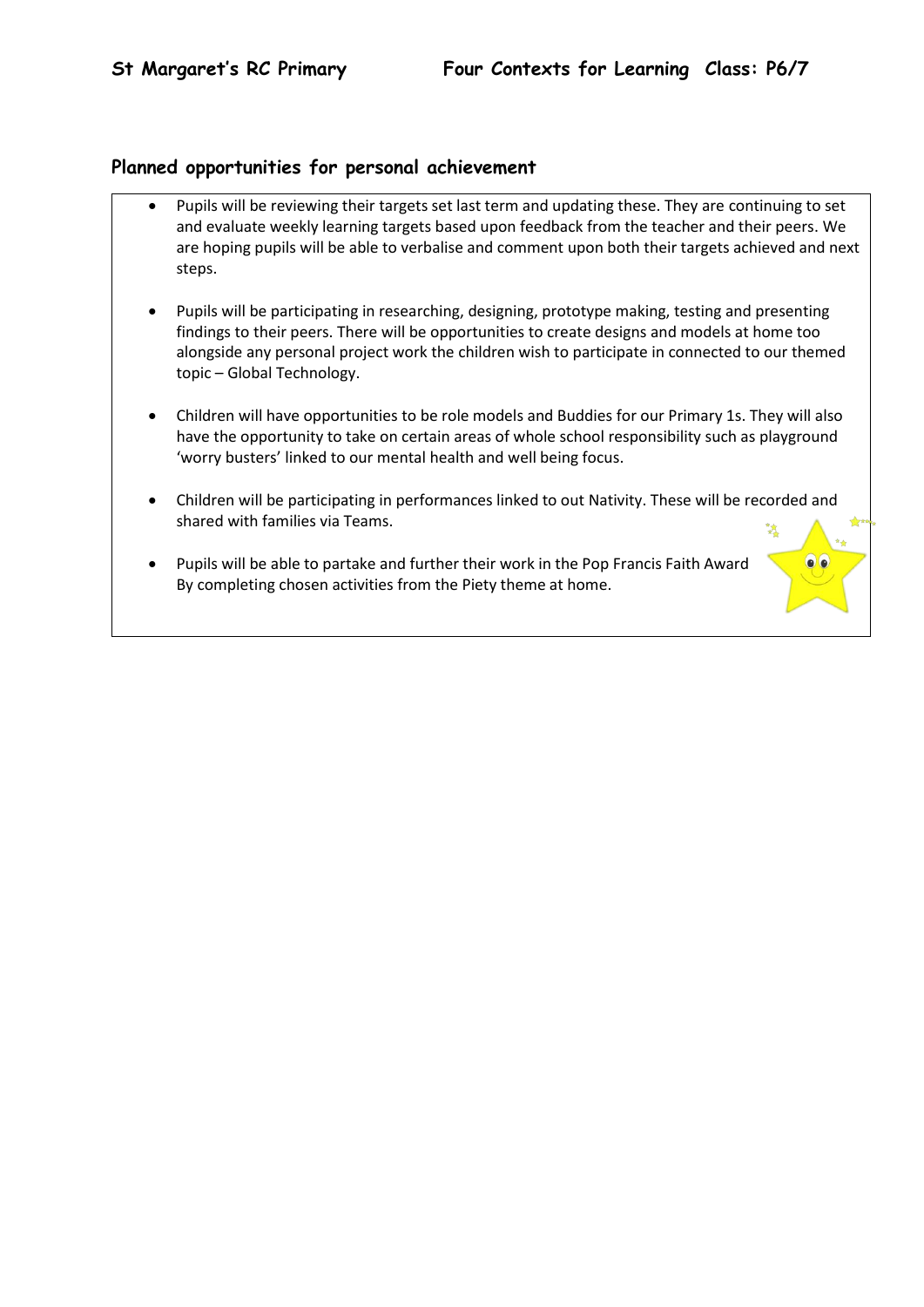## Planned opportunities for personal achievement

- Pupils will be reviewing their targets set last term and updating these. They are continuing to set and evaluate weekly learning targets based upon feedback from the teacher and their peers. We are hoping pupils will be able to verbalise and comment upon both their targets achieved and next steps.

- Pupils will be participating in researching, designing, prototype making, testing and presenting findings to their peers. There will be opportunities to create designs and models at home too alongside any personal project work the children wish to participate in connected to our themed topic – Global Technology.

- Children will have opportunities to be role models and Buddies for our Primary 1s. They will also have the opportunity to take on certain areas of whole school responsibility such as playground 'worry busters' linked to our mental health and well being focus.

- Children will be participating in performances linked to out Nativity. These will be recorded and shared with families via Teams.

- Pupils will be able to partake and further their work in the Pop Francis Faith Award By completing chosen activities from the Piety theme at home.